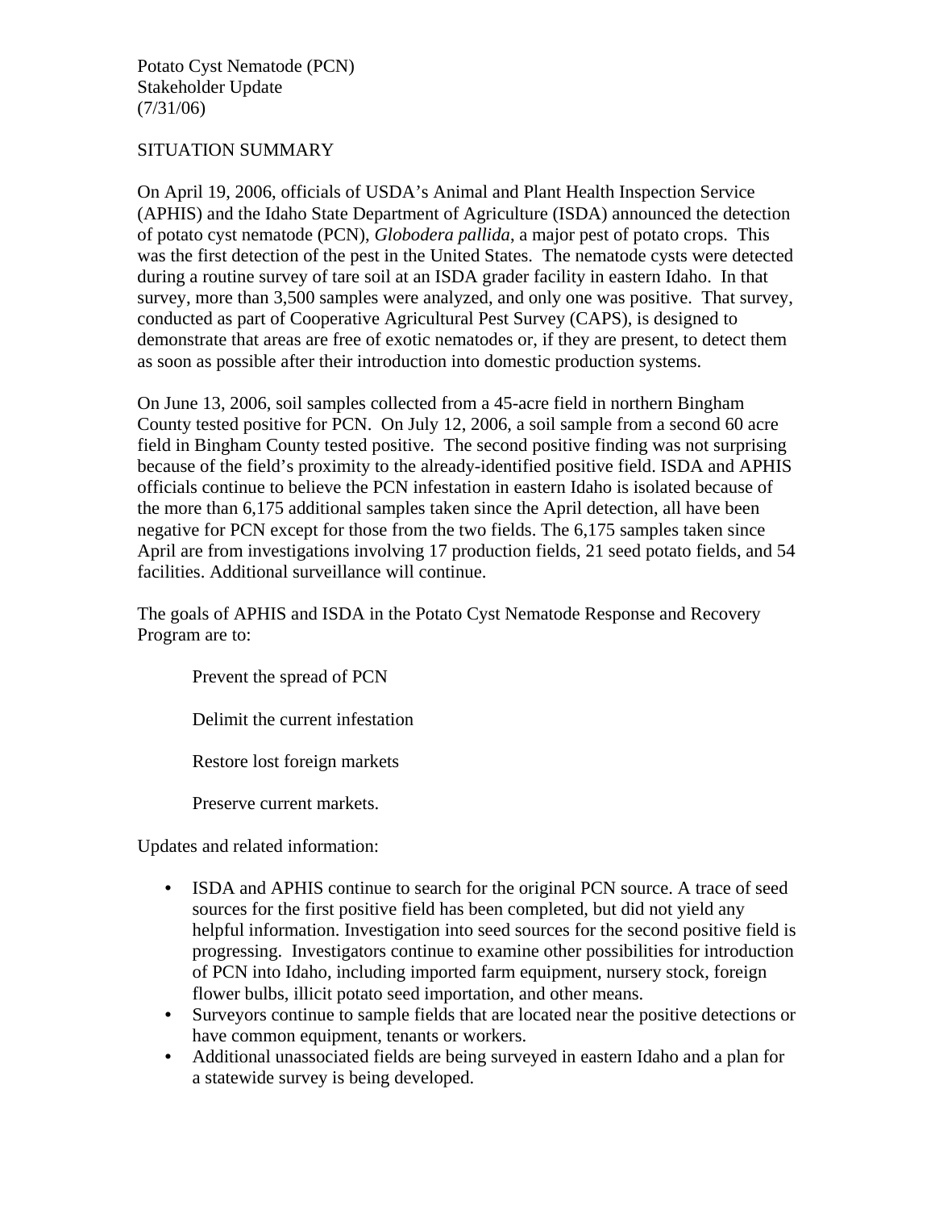Potato Cyst Nematode (PCN)
Stakeholder Update
(7/31/06)

SITUATION SUMMARY

On April 19, 2006, officials of USDA's Animal and Plant Health Inspection Service (APHIS) and the Idaho State Department of Agriculture (ISDA) announced the detection of potato cyst nematode (PCN), *Globodera pallida*, a major pest of potato crops. This was the first detection of the pest in the United States. The nematode cysts were detected during a routine survey of tare soil at an ISDA grader facility in eastern Idaho. In that survey, more than 3,500 samples were analyzed, and only one was positive. That survey, conducted as part of Cooperative Agricultural Pest Survey (CAPS), is designed to demonstrate that areas are free of exotic nematodes or, if they are present, to detect them as soon as possible after their introduction into domestic production systems.

On June 13, 2006, soil samples collected from a 45-acre field in northern Bingham County tested positive for PCN. On July 12, 2006, a soil sample from a second 60 acre field in Bingham County tested positive. The second positive finding was not surprising because of the field's proximity to the already-identified positive field. ISDA and APHIS officials continue to believe the PCN infestation in eastern Idaho is isolated because of the more than 6,175 additional samples taken since the April detection, all have been negative for PCN except for those from the two fields. The 6,175 samples taken since April are from investigations involving 17 production fields, 21 seed potato fields, and 54 facilities. Additional surveillance will continue.

The goals of APHIS and ISDA in the Potato Cyst Nematode Response and Recovery Program are to:

Prevent the spread of PCN

Delimit the current infestation

Restore lost foreign markets

Preserve current markets.

Updates and related information:

- ISDA and APHIS continue to search for the original PCN source. A trace of seed sources for the first positive field has been completed, but did not yield any helpful information. Investigation into seed sources for the second positive field is progressing. Investigators continue to examine other possibilities for introduction of PCN into Idaho, including imported farm equipment, nursery stock, foreign flower bulbs, illicit potato seed importation, and other means.
- Surveyors continue to sample fields that are located near the positive detections or have common equipment, tenants or workers.
- Additional unassociated fields are being surveyed in eastern Idaho and a plan for a statewide survey is being developed.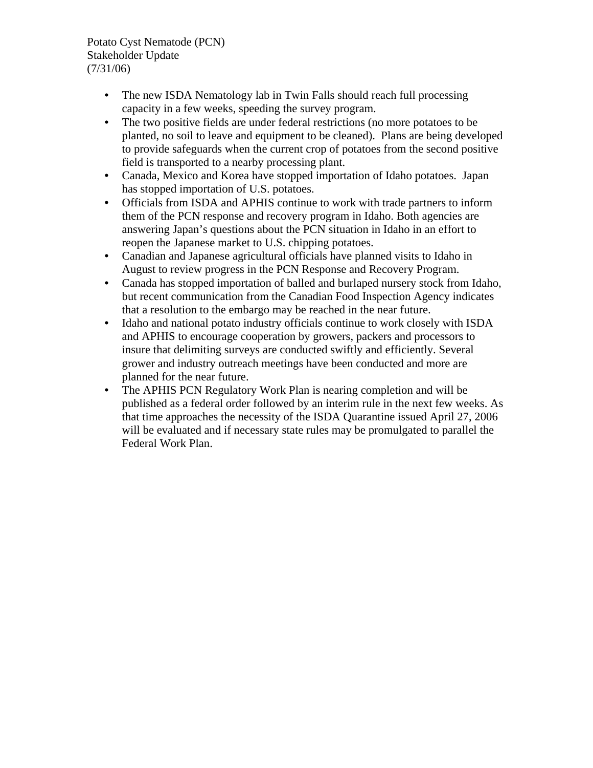Potato Cyst Nematode (PCN)
Stakeholder Update
(7/31/06)

- The new ISDA Nematology lab in Twin Falls should reach full processing capacity in a few weeks, speeding the survey program.
- The two positive fields are under federal restrictions (no more potatoes to be planted, no soil to leave and equipment to be cleaned). Plans are being developed to provide safeguards when the current crop of potatoes from the second positive field is transported to a nearby processing plant.
- Canada, Mexico and Korea have stopped importation of Idaho potatoes. Japan has stopped importation of U.S. potatoes.
- Officials from ISDA and APHIS continue to work with trade partners to inform them of the PCN response and recovery program in Idaho. Both agencies are answering Japan's questions about the PCN situation in Idaho in an effort to reopen the Japanese market to U.S. chipping potatoes.
- Canadian and Japanese agricultural officials have planned visits to Idaho in August to review progress in the PCN Response and Recovery Program.
- Canada has stopped importation of balled and burlaped nursery stock from Idaho, but recent communication from the Canadian Food Inspection Agency indicates that a resolution to the embargo may be reached in the near future.
- Idaho and national potato industry officials continue to work closely with ISDA and APHIS to encourage cooperation by growers, packers and processors to insure that delimiting surveys are conducted swiftly and efficiently. Several grower and industry outreach meetings have been conducted and more are planned for the near future.
- The APHIS PCN Regulatory Work Plan is nearing completion and will be published as a federal order followed by an interim rule in the next few weeks. As that time approaches the necessity of the ISDA Quarantine issued April 27, 2006 will be evaluated and if necessary state rules may be promulgated to parallel the Federal Work Plan.